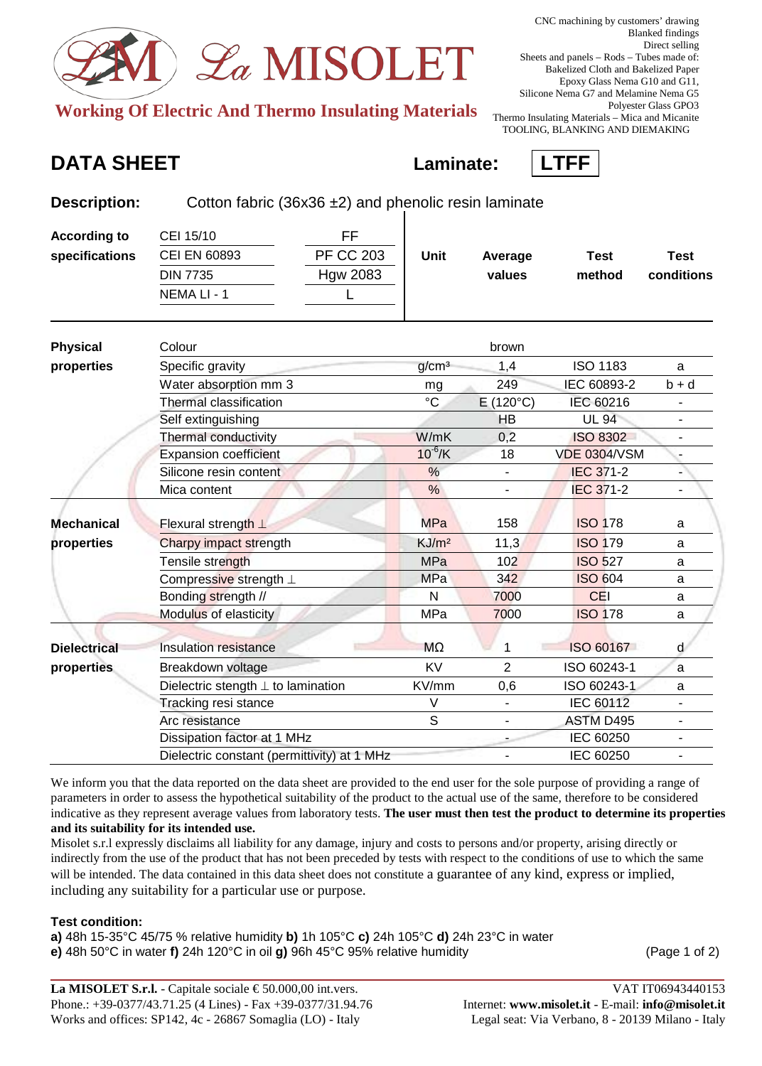# La MISOLET

**Working Of Electric And Thermo Insulating Materials**

CNC machining by customers' drawing
Blanked findings
Direct selling
Sheets and panels – Rods – Tubes made of:
Bakelized Cloth and Bakelized Paper
Epoxy Glass Nema G10 and G11,
Silicone Nema G7 and Melamine Nema G5
Polyester Glass GPO3
Thermo Insulating Materials – Mica and Micanite
TOOLING, BLANKING AND DIEMAKING

## DATA SHEET

**Laminate: LTFF**

**Description:** Cotton fabric (36x36 ±2) and phenolic resin laminate

| According to specifications | | | Unit | Average values | Test method | Test conditions |
|---|---|---|---|---|---|---|
| | CEI 15/10 | FF | | | | |
| | CEI EN 60893 | PF CC 203 | | | | |
| | DIN 7735 | Hgw 2083 | | | | |
| | NEMA LI - 1 | L | | | | |
| **Physical properties** | Colour | | | brown | | |
| | Specific gravity | | g/cm³ | 1,4 | ISO 1183 | a |
| | Water absorption mm 3 | | mg | 249 | IEC 60893-2 | b + d |
| | Thermal classification | | °C | E (120°C) | IEC 60216 | - |
| | Self extinguishing | | | HB | UL 94 | - |
| | Thermal conductivity | | W/mK | 0,2 | ISO 8302 | - |
| | Expansion coefficient | | $10^{-6}$/K | 18 | VDE 0304/VSM | - |
| | Silicone resin content | | % | - | IEC 371-2 | - |
| | Mica content | | % | - | IEC 371-2 | - |
| **Mechanical properties** | Flexural strength ⊥ | | MPa | 158 | ISO 178 | a |
| | Charpy impact strength | | KJ/m² | 11,3 | ISO 179 | a |
| | Tensile strength | | MPa | 102 | ISO 527 | a |
| | Compressive strength ⊥ | | MPa | 342 | ISO 604 | a |
| | Bonding strength // | | N | 7000 | CEI | a |
| | Modulus of elasticity | | MPa | 7000 | ISO 178 | a |
| **Dielectrical properties** | Insulation resistance | | MΩ | 1 | ISO 60167 | d |
| | Breakdown voltage | | KV | 2 | ISO 60243-1 | a |
| | Dielectric stength ⊥ to lamination | | KV/mm | 0,6 | ISO 60243-1 | a |
| | Tracking resi stance | | V | - | IEC 60112 | - |
| | Arc resistance | | S | - | ASTM D495 | - |
| | Dissipation factor at 1 MHz | | | - | IEC 60250 | - |
| | Dielectric constant (permittivity) at 1 MHz | | | - | IEC 60250 | - |

We inform you that the data reported on the data sheet are provided to the end user for the sole purpose of providing a range of parameters in order to assess the hypothetical suitability of the product to the actual use of the same, therefore to be considered indicative as they represent average values from laboratory tests. **The user must then test the product to determine its properties and its suitability for its intended use.**

Misolet s.r.l expressly disclaims all liability for any damage, injury and costs to persons and/or property, arising directly or indirectly from the use of the product that has not been preceded by tests with respect to the conditions of use to which the same will be intended. The data contained in this data sheet does not constitute a guarantee of any kind, express or implied, including any suitability for a particular use or purpose.

**Test condition:**
**a)** 48h 15-35°C 45/75 % relative humidity **b)** 1h 105°C **c)** 24h 105°C **d)** 24h 23°C in water
**e)** 48h 50°C in water **f)** 24h 120°C in oil **g)** 96h 45°C 95% relative humidity

**La MISOLET S.r.l.** - Capitale sociale € 50.000,00 int.vers.
Phone.: +39-0377/43.71.25 (4 Lines) - Fax +39-0377/31.94.76
Works and offices: SP142, 4c - 26867 Somaglia (LO) - Italy

VAT IT06943440153
Internet: **www.misolet.it** - E-mail: **info@misolet.it**
Legal seat: Via Verbano, 8 - 20139 Milano - Italy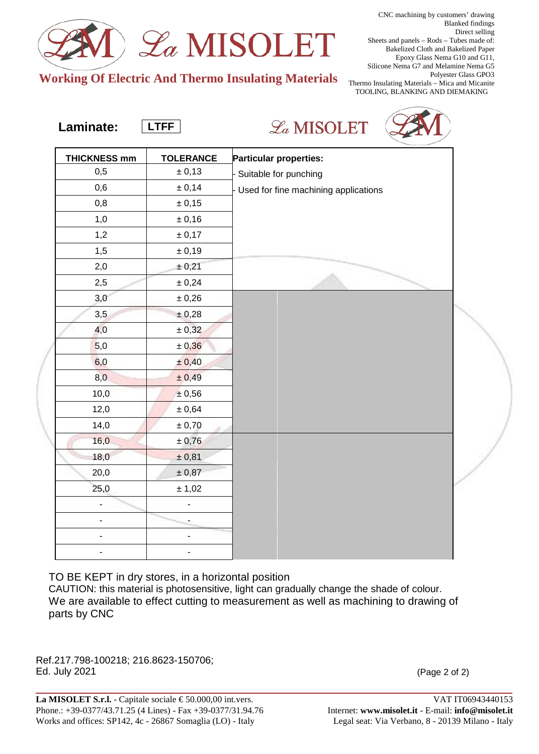# La MISOLET

**Working Of Electric And Thermo Insulating Materials**

CNC machining by customers' drawing
Blanked findings
Direct selling
Sheets and panels – Rods – Tubes made of:
Bakelized Cloth and Bakelized Paper
Epoxy Glass Nema G10 and G11,
Silicone Nema G7 and Melamine Nema G5
Polyester Glass GPO3
Thermo Insulating Materials – Mica and Micanite
TOOLING, BLANKING AND DIEMAKING

## Laminate: LTFF

| THICKNESS mm | TOLERANCE | Particular properties: |
|---|---|---|
| 0,5 | ± 0,13 | - Suitable for punching |
| 0,6 | ± 0,14 | - Used for fine machining applications |
| 0,8 | ± 0,15 | |
| 1,0 | ± 0,16 | |
| 1,2 | ± 0,17 | |
| 1,5 | ± 0,19 | |
| 2,0 | ± 0,21 | |
| 2,5 | ± 0,24 | |
| 3,0 | ± 0,26 | |
| 3,5 | ± 0,28 | |
| 4,0 | ± 0,32 | |
| 5,0 | ± 0,36 | |
| 6,0 | ± 0,40 | |
| 8,0 | ± 0,49 | |
| 10,0 | ± 0,56 | |
| 12,0 | ± 0,64 | |
| 14,0 | ± 0,70 | |
| 16,0 | ± 0,76 | |
| 18,0 | ± 0,81 | |
| 20,0 | ± 0,87 | |
| 25,0 | ± 1,02 | |
| - | - | |
| - | - | |
| - | - | |
| - | - | |

TO BE KEPT in dry stores, in a horizontal position
CAUTION: this material is photosensitive, light can gradually change the shade of colour.
We are available to effect cutting to measurement as well as machining to drawing of parts by CNC

Ref.217.798-100218; 216.8623-150706;
Ed. July 2021

**La MISOLET S.r.l.** - Capitale sociale € 50.000,00 int.vers.
Phone.: +39-0377/43.71.25 (4 Lines) - Fax +39-0377/31.94.76
Works and offices: SP142, 4c - 26867 Somaglia (LO) - Italy

VAT IT06943440153
Internet: **www.misolet.it** - E-mail: **info@misolet.it**
Legal seat: Via Verbano, 8 - 20139 Milano - Italy